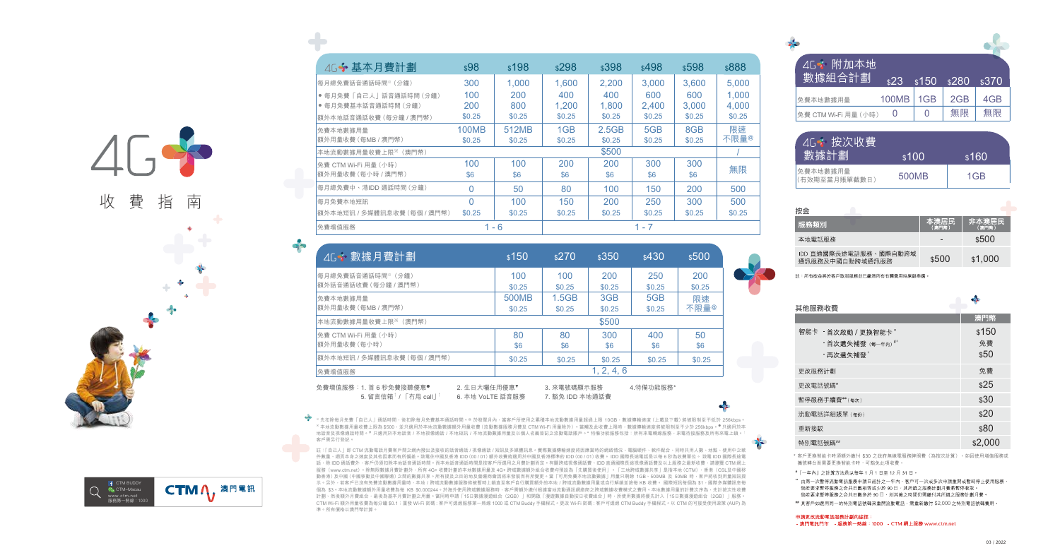# 4G+ 收費指南

## 4G+ 基本月費計劃

| 4G+ 基本月費計劃 | $98 | $198 | $298 | $398 | $498 | $598 | $888 |
|---|---|---|---|---|---|---|---|
| 每月總免費話音通話時間^ (分鐘) | 300 | 1,000 | 1,600 | 2,200 | 3,000 | 3,600 | 5,000 |
| • 每月免費「自己人」話音通話時間 (分鐘) | 100 | 200 | 400 | 400 | 600 | 600 | 1,000 |
| • 每月免費基本話音通話時間 (分鐘) | 200 | 800 | 1,200 | 1,800 | 2,400 | 3,000 | 4,000 |
| 額外本地話音通話收費 (每分鐘 / 澳門幣) | $0.25 | $0.25 | $0.25 | $0.25 | $0.25 | $0.25 | $0.25 |
| 免費本地數據用量 | 100MB | 512MB | 1GB | 2.5GB | 5GB | 8GB | 限速不限量@ |
| 額外用量收費 (每MB / 澳門幣) | $0.25 | $0.25 | $0.25 | $0.25 | $0.25 | $0.25 | |
| 本地流動數據用量收費上限※ (澳門幣) | $500 | | | | | | / |
| 免費 CTM Wi-Fi 用量 (小時) | 100 | 100 | 200 | 200 | 300 | 300 | 無限 |
| 額外用量收費 (每小時 / 澳門幣) | $6 | $6 | $6 | $6 | $6 | $6 | |
| 每月免費中、港IDD 通話時間 (分鐘) | 0 | 50 | 80 | 100 | 150 | 200 | 500 |
| 每月免費本地短訊 | 0 | 100 | 150 | 200 | 250 | 300 | 500 |
| 額外本地短訊 / 多媒體訊息收費 (每個 / 澳門幣) | $0.25 | $0.25 | $0.25 | $0.25 | $0.25 | $0.25 | $0.25 |
| 免費增值服務 | 1 - 6 | | 1 - 7 | | | | |

## 4G+ 數據月費計劃

| 4G+ 數據月費計劃 | $150 | $270 | $350 | $430 | $500 |
|---|---|---|---|---|---|
| 每月總免費話音通話時間^ (分鐘) | 100 | 100 | 200 | 250 | 200 |
| 額外話音通話收費 (每分鐘 / 澳門幣) | $0.25 | $0.25 | $0.25 | $0.25 | $0.25 |
| 免費本地數據用量 | 500MB | 1.5GB | 3GB | 5GB | 限速不限量@ |
| 額外用量收費 (每MB / 澳門幣) | $0.25 | $0.25 | $0.25 | $0.25 | |
| 本地流動數據用量收費上限※ (澳門幣) | $500 | | | | |
| 免費 CTM Wi-Fi 用量 (小時) | 80 | 80 | 300 | 400 | 50 |
| 額外用量收費 (每小時) | $6 | $6 | $6 | $6 | $6 |
| 額外本地短訊 / 多媒體訊息收費 (每個 / 澳門幣) | $0.25 | $0.25 | $0.25 | $0.25 | $0.25 |
| 免費增值服務 | 1, 2, 4, 6 | | | | |

免費增值服務：1. 首 6 秒免費接聽優惠● 2. 生日大囉任用優惠▼ 3. 來電號碼顯示服務 4.特備功能服務*
5. 留言信箱⁺ / 「有甩 call」! 6. 本地 VoLTE 話音服務 7. 額外 IDD 本地通話費

^ 先扣除每月免費「自己人」通話時間，後扣除每月免費基本通話時間。@ 於發單月內，當客戶所使用之累積本地流動數據用量超過上限 10GB，數據傳輸速度 (上載及下載) 將被限制至不低於 256kbps。※ 本地流動數據用量收費上限為 $500，並只適用於本地流動數據額外用量收費 (流動數據服務月費及 CTM Wi-Fi 用量除外)。當觸及此收費上限時，數據傳輸速度將被限制至不少於 256kbps。● 只適用於本地話音及視像通話時間。▼ 只適用於本地話音 / 本地視像通話 / 本地短訊 / 本地流動數據用量及以個人名義登記之流動電話用戶。* 特備功能服務包括：所有來電轉線服務、來電待接服務及所有來電上鎖。⁺ 客戶需另行登記。

註：「自己人」指 CTM 流動電話月費客戶間之網內撥出及接收的話音通話 / 視像通話 / 短訊及多媒體訊息。實際數據傳輸速度因應當前的網絡情況、電腦硬件、軟件配合、同時共用人數、地點、使用中之數件數量、網頁本身之速度及其他因素而有所偏差。就電中國及香港 IDD (00 / 01) 額外收費將適用於中國及香港本地的 IDD (00 / 01) 收費。IDD 國際長途電話費以每 6 秒為收費單位。就電 IDD 國際長途電話，除 IDD 通話費外，客戶仍須扣除本地話音通話時間及按客戶所使用之月費計劃而定，有關詳細收費通話費，IDD 直撥國際長途視像通話費及以上服務之最新收費，請瀏覽 CTM 網上服務 (www.ctm.net)。除無限數據月費計劃外，所有 4G+ 收費計劃的本地數據用量及 4G+ 跨境數據組合收費均須設為「無線寬頻使用」。「三地跨境數據共享」是指本地 (CTM)、香港 (CSL及中國移動香港) 及中國 (中國移動及中國聯通) 之間的數據共享。所有提及之任何數及服務須要繳及要有所變更。當「可用免費本地流動數據」用量只剩餘 1GB、500MB 及 50MB 時，客戶將收到用量短訊提示。另外，若客戶已沒有免費流動數據用量時，本地 / 跨境流動數據服務將被暫時上鎖直至客戶自行購買額外的本地 / 跨境流動數據用量或自行解鎖並按每 KB 收費。國際短訊每個為 $1，國際多媒體訊息每個為 $3。本地流動數據額外用量收費為每 KB $0.000244。於澳外使用跨境數據服務時，客戶需額外繳付根據當地流動通訊網絡商之跨境數據收費模式之費用。本地數據用量計費次序為，先計算及使用免費計劃，然後額外月費組合，最後為基本月費計劃之用量。當同時申請「15日數據漫遊組合 (2GB)」和開啟「漫遊數據自動按日收費組合」時，所使用數據將優先計入「15日數據漫遊組合 (2GB)」服務。CTM Wi-Fi 額外用量收費為每分鐘 $0.1；重設 Wi-Fi 密碼：客戶可透過服務第一熱線 1000 或 CTM Buddy 手機程式。更改 Wi-Fi 密碼：客戶可透過 CTM Buddy 手機程式，以 CTM 的可接受使用政策 (AUP) 為準。所有價格以澳門幣計算。

## 4G+ 附加本地數據組合計劃

| 4G+ 附加本地數據組合計劃 | $23 | $150 | $280 | $370 |
|---|---|---|---|---|
| 免費本地數據用量 | 100MB | 1GB | 2GB | 4GB |
| 免費 CTM Wi-Fi 用量 (小時) | 0 | 0 | 無限 | 無限 |

## 4G+ 按次收費數據計劃

| 4G+ 按次收費數據計劃 | $100 | $160 |
|---|---|---|
| 免費本地數據用量 (有效期至當月賬單截數日) | 500MB | 1GB |

## 按金

| 服務類別 | 本澳居民 (澳門幣) | 非本澳居民 (澳門幣) |
|---|---|---|
| 本地電話服務 | - | $500 |
| IDD 直通國際長途電話服務、國際自動跨境通訊服務及中國自動跨境通訊服務 | $500 | $1,000 |

註：所有按金將於客戶取消服務並已繳清所有相關費用時無息退還。

## 其他服務收費

| | 澳門幣 |
|---|---|
| 智能卡 · 首次啟動 / 更換智能卡* | $150 |
| · 首次遺失補發 (每一年內)#* | 免費 |
| · 再次遺失補發* | $50 |
| 更改服務計劃 | 免費 |
| 更改電話號碼* | $25 |
| 暫停服務手續費** (每次) | $30 |
| 流動電話詳細賬單 (每份) | $20 |
| 重新接駁 | $80 |
| 特別電話號碼*** | $2,000 |

* 客戶更換智能卡時須額外繳付 $30 之政府無線電服務牌照費 (為按次計算)。如因使用增值服務須更換智能卡者更換智能卡時，可豁免此項收費。

# 「一年內」之計算方法是由每年 1 月 1 日至 12 月 31 日。

** 由第一次暫停流動電話服務申請日起計之一年內，客戶可一次或多次申請暫時或暫停停止使用服務，惟總暫停服務之合共日數不得少於 90 日，其所選之服務計劃月費將暫停收取。惟暫停服務之合共日數多於 90 日，其其後之時間仍需繳付其所選之服務計劃月費。

*** 其客戶如選用某一的特別電話號碼來澳門流動電話，需直接繳付 $2,000 之特別電話號碼費用。

**申請更改流動電話服務計劃的途徑：**
- 澳門電訊門市 - 服務第一熱線：1000 - CTM 網上服務 www.ctm.net

CTM BUDDY
CTM–Macau
www.ctm.net
服務第一熱線：1000

CTM 澳門電訊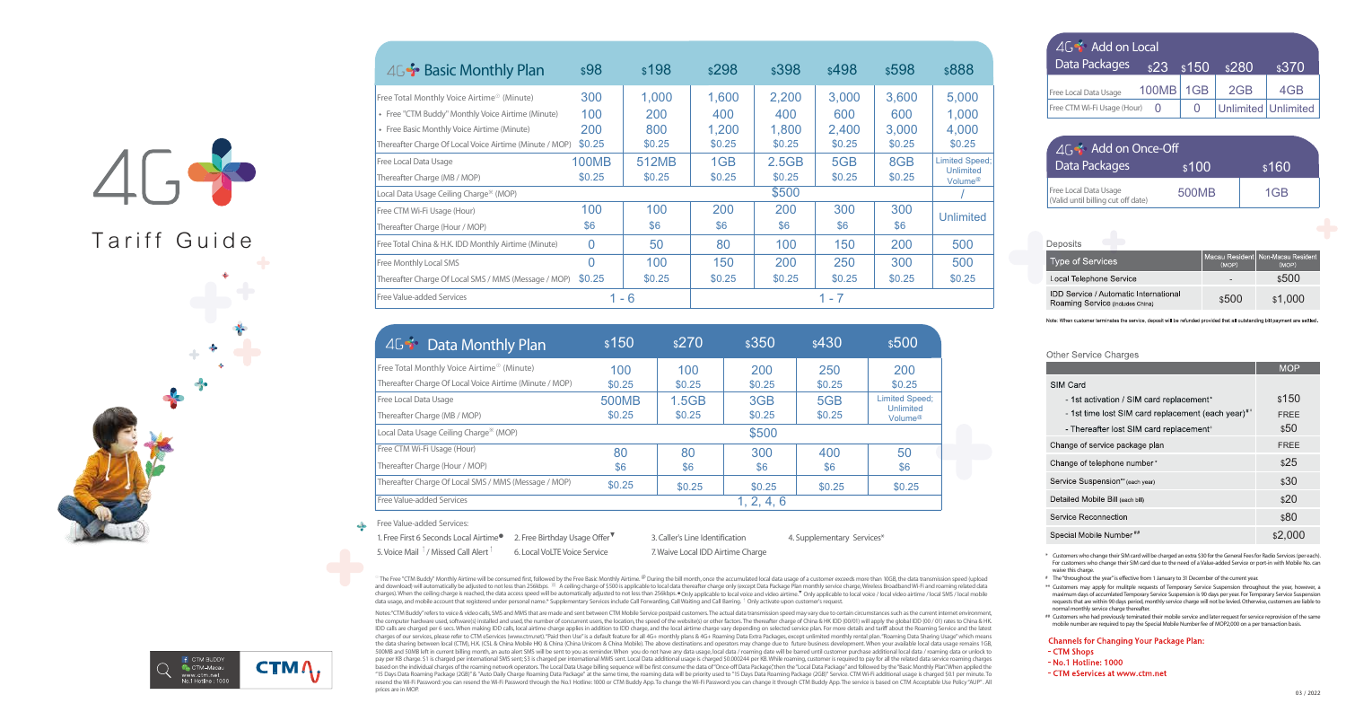# 4G Tariff Guide

## 4G Basic Monthly Plan

| 4G Basic Monthly Plan | $98 | $198 | $298 | $398 | $498 | $598 | $888 |
|---|---|---|---|---|---|---|---|
| Free Total Monthly Voice Airtime[◎] (Minute) | 300 | 1,000 | 1,600 | 2,200 | 3,000 | 3,600 | 5,000 |
| ▸ Free "CTM Buddy" Monthly Voice Airtime (Minute) | 100 | 200 | 400 | 400 | 600 | 600 | 1,000 |
| ▸ Free Basic Monthly Voice Airtime (Minute) | 200 | 800 | 1,200 | 1,800 | 2,400 | 3,000 | 4,000 |
| Thereafter Charge Of Local Voice Airtime (Minute / MOP) | $0.25 | $0.25 | $0.25 | $0.25 | $0.25 | $0.25 | $0.25 |
| Free Local Data Usage | 100MB | 512MB | 1GB | 2.5GB | 5GB | 8GB | Limited Speed; Unlimited Volume[⊕] |
| Thereafter Charge (MB / MOP) | $0.25 | $0.25 | $0.25 | $0.25 | $0.25 | $0.25 | |
| Local Data Usage Ceiling Charge[⊕] (MOP) | $500 | | | | | | / |
| Free CTM Wi-Fi Usage (Hour) | 100 | 100 | 200 | 200 | 300 | 300 | Unlimited |
| Thereafter Charge (Hour / MOP) | $6 | $6 | $6 | $6 | $6 | $6 | |
| Free Total China & H.K. IDD Monthly Airtime (Minute) | 0 | 50 | 80 | 100 | 150 | 200 | 500 |
| Free Monthly Local SMS | 0 | 100 | 150 | 200 | 250 | 300 | 500 |
| Thereafter Charge Of Local SMS / MMS (Message / MOP) | $0.25 | $0.25 | $0.25 | $0.25 | $0.25 | $0.25 | $0.25 |
| Free Value-added Services | 1 - 6 | | 1 - 7 | | | | |

## 4G Data Monthly Plan

| 4G Data Monthly Plan | $150 | $270 | $350 | $430 | $500 |
|---|---|---|---|---|---|
| Free Total Monthly Voice Airtime[◎] (Minute) | 100 | 100 | 200 | 250 | 200 |
| Thereafter Charge Of Local Voice Airtime (Minute / MOP) | $0.25 | $0.25 | $0.25 | $0.25 | $0.25 |
| Free Local Data Usage | 500MB | 1.5GB | 3GB | 5GB | Limited Speed; Unlimited Volume[⊕] |
| Thereafter Charge (MB / MOP) | $0.25 | $0.25 | $0.25 | $0.25 | |
| Local Data Usage Ceiling Charge[⊕] (MOP) | $500 | | | | |
| Free CTM Wi-Fi Usage (Hour) | 80 | 80 | 300 | 400 | 50 |
| Thereafter Charge (Hour / MOP) | $6 | $6 | $6 | $6 | $6 |
| Thereafter Charge Of Local SMS / MMS (Message / MOP) | $0.25 | $0.25 | $0.25 | $0.25 | $0.25 |
| Free Value-added Services | 1, 2, 4, 6 | | | | |

Free Value-added Services:

1. Free First 6 Seconds Local Airtime● 2. Free Birthday Usage Offer▼ 3. Caller's Line Identification 4. Supplementary Services* 5. Voice Mail † / Missed Call Alert † 6. Local VoLTE Voice Service 7. Waive Local IDD Airtime Charge

◎ The Free "CTM Buddy" Monthly Voice Airtime will be consumed first, followed by the Free Basic Monthly Airtime. ⊕ During the bill month, once the accumulated local data usage of a customer exceeds more than 10GB, the data transmission speed (upload and download) will automatically be adjusted to not less than 256kbps. ⊕ A ceiling charge of $500 is applicable to local data thereafter charge only (except Data Package Plan monthly service charge, Wireless Broadband Wi-Fi and roaming related data charges). When the ceiling charge is reached, the data access speed will be automatically adjusted to not less than 256kbps. ● Only applicable to local voice and video airtime. ▼ Only applicable to local voice / local video airtime / local SMS / local mobile data usage, and mobile account that registered under personal name. * Supplementary Services include Call Forwarding, Call Waiting and Call Barring. † Only activate upon customer's request.

Notes: "CTM Buddy" refers to voice & video calls, SMS and MMS that are made and sent between CTM Mobile Service postpaid customers. The actual data transmission speed may vary due to certain circumstances such as the current internet environment, the computer hardware used, software(s) installed and used, the number of concurrent users, the location, the speed of the website(s) or other factors. The thereafter charge of China & HK IDD (00/01) will apply the global IDD (00 / 01) rates to China & HK. IDD calls are charged per 6 secs. When making IDD calls, local airtime charge applies in addition to IDD charge, and the local airtime charge vary depending on selected service plan. For more details and tariff about the Roaming Service and the latest charges of our services, please refer to CTM eServices (www.ctm.net). "Paid then Use" is a default feature for all 4G+ monthly plans & 4G+ Roaming Data Extra Packages, except unlimited monthly rental plan. "Roaming Data Sharing Usage" which means the data sharing between local (CTM), H.K. (CSL & China Mobile HK) & China (China Unicom & China Mobile). The above destinations and operators may change due to future business development. When your available local data usage remains 1GB, 500MB and 50MB left in current billing month, an auto alert SMS will be sent to you as reminder. When you do not have any data usage, local data / roaming data will be barred until customer purchase additional local data / roaming data or unlock to pay per KB charge. $1 is charged per international SMS sent; $3 is charged per international MMS sent. Local Data additional usage is charged $0.000244 per KB. While roaming, customer is required to pay for all the related data service roaming charges based on the individual charges of the roaming network operators. The Local Data Usage billing sequence will be first consume the data of "Once-off Data Package", then the "Local Data Package" and followed by the "Basic Monthly Plan". When applied the "15 Days Data Roaming Package (2GB)" & "Auto Daily Charge Roaming Data Package" at the same time, the roaming data will be priority used to "15 Days Data Roaming Package (2GB)" Service. CTM Wi-Fi additional usage is charged $0.1 per minute. To resend the Wi-Fi Password: you can resend the Wi-Fi Password through the No.1 Hotline: 1000 or CTM Buddy App. To change the Wi-Fi Password: you can change it through CTM Buddy App. The service is based on CTM Acceptable Use Policy "AUP". All prices are in MOP.

## 4G Add on Local Data Packages

| 4G Add on Local Data Packages | $23 | $150 | $280 | $370 |
|---|---|---|---|---|
| Free Local Data Usage | 100MB | 1GB | 2GB | 4GB |
| Free CTM Wi-Fi Usage (Hour) | 0 | 0 | Unlimited | Unlimited |

## 4G Add on Once-Off Data Packages

| 4G Add on Once-Off Data Packages | $100 | $160 |
|---|---|---|
| Free Local Data Usage (Valid until billing cut off date) | 500MB | 1GB |

## Deposits

| Type of Services | Macau Resident (MOP) | Non-Macau Resident (MOP) |
|---|---|---|
| Local Telephone Service | - | $500 |
| IDD Service / Automatic International Roaming Service (includes China) | $500 | $1,000 |

Note: When customer terminates the service, deposit will be refunded provided that all outstanding bill payment are settled.

## Other Service Charges

| | MOP |
|---|---|
| SIM Card | |
| - 1st activation / SIM card replacement* | $150 |
| - 1st time lost SIM card replacement (each year)*# | FREE |
| - Thereafter lost SIM card replacement* | $50 |
| Change of service package plan | FREE |
| Change of telephone number* | $25 |
| Service Suspension** (each year) | $30 |
| Detailed Mobile Bill (each bill) | $20 |
| Service Reconnection | $80 |
| Special Mobile Number## | $2,000 |

\* Customers who change their SIM card will be charged an extra $30 for the General Fees for Radio Services (per each). For customers who change their SIM card due to the need of a Value-added Service or port-in with Mobile No. can waive this charge.

\# The "throughout the year" is effective from 1 January to 31 December of the current year.

\** Customers may apply for multiple requests of Temporary Service Suspension throughout the year, however, a maximum days of accumulated Temporary Service Suspension is 90 days per year. For Temporary Service Suspension requests that are within 90 days period, monthly service charge will not be levied. Otherwise, customers are liable to normal monthly service charge thereafter.

\## Customers who had previously terminated their mobile service and later request for service reprovision of the same mobile number are required to pay the Special Mobile Number fee of MOP2,000 on a per transaction basis.

### Channels for Changing Your Package Plan:

- CTM Shops
- No.1 Hotline: 1000
- CTM eServices at www.ctm.net

CTM BUDDY
CTM-Macau
www.ctm.net
No.1 Hotline: 1000

03 / 2022